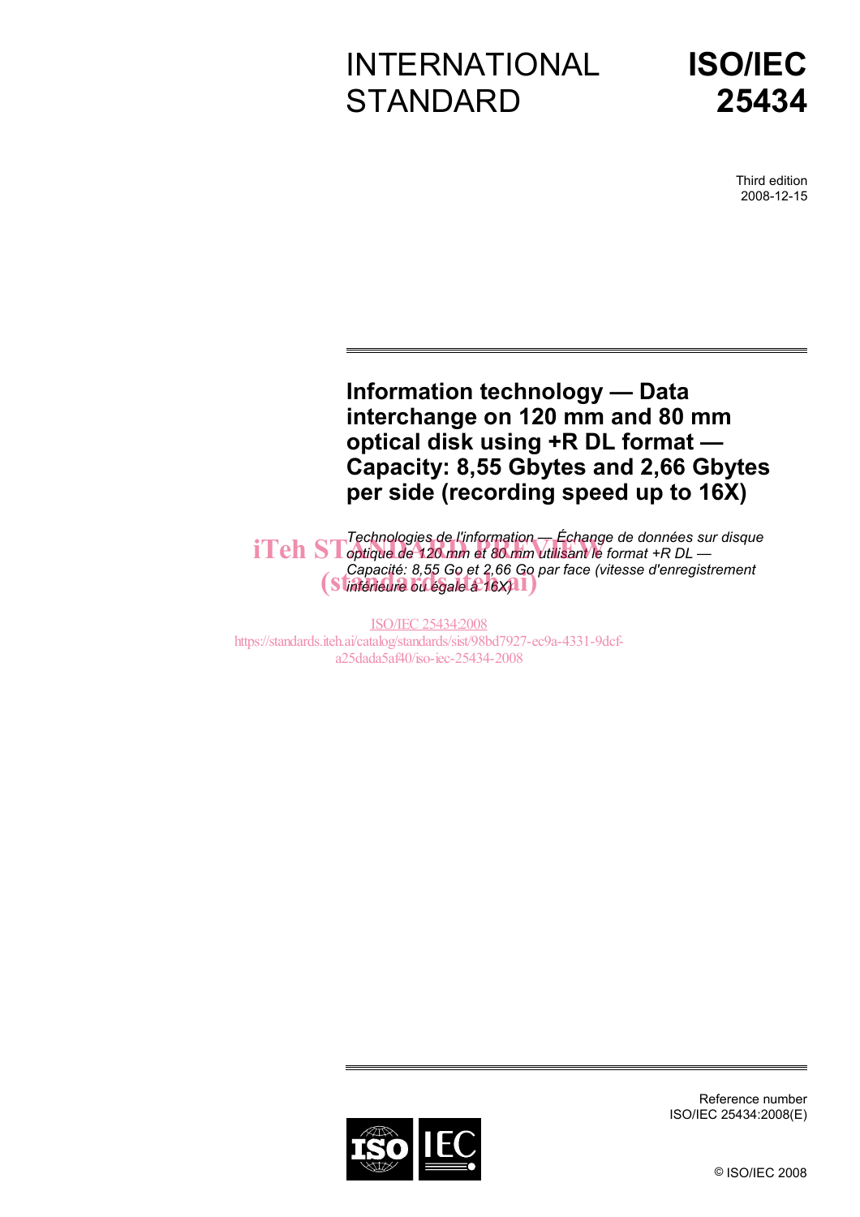# INTERNATIONAL STANDARD

# ISO/IEC 25434

Third edition
2008-12-15

---

## Information technology — Data interchange on 120 mm and 80 mm optical disk using +R DL format — Capacity: 8,55 Gbytes and 2,66 Gbytes per side (recording speed up to 16X)

*Technologies de l'information — Échange de données sur disque optique de 120 mm et 80 mm utilisant le format +R DL — Capacité: 8,55 Go et 2,66 Go par face (vitesse d'enregistrement inférieure ou égale à 16X)*

iTeh STANDARD PREVIEW
(standards.iteh.ai)

ISO/IEC 25434:2008
https://standards.iteh.ai/catalog/standards/sist/98bd7927-ec9a-4331-9dcf-a25dada5af40/iso-iec-25434-2008

---

Reference number
ISO/IEC 25434:2008(E)

© ISO/IEC 2008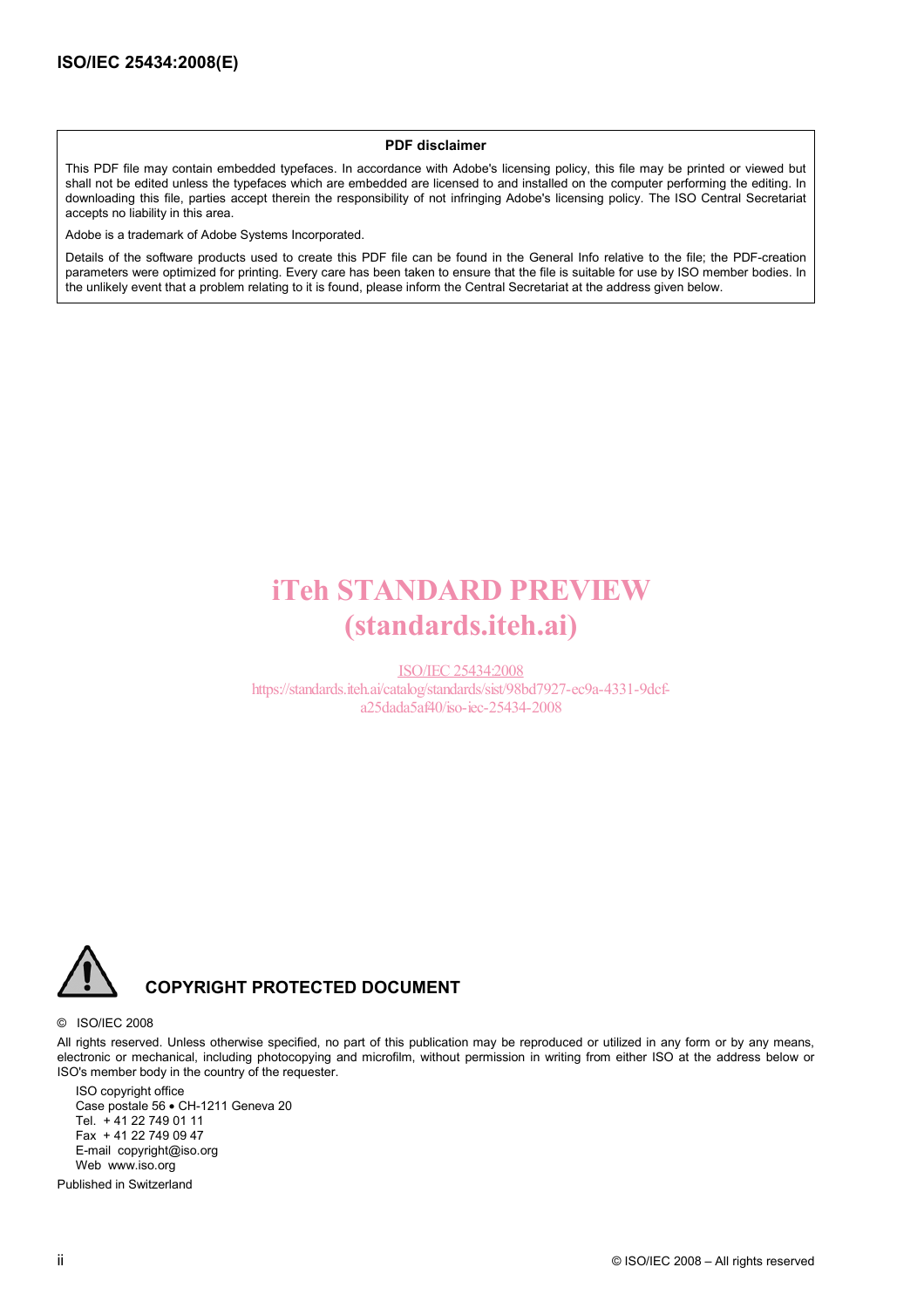**PDF disclaimer**

This PDF file may contain embedded typefaces. In accordance with Adobe's licensing policy, this file may be printed or viewed but shall not be edited unless the typefaces which are embedded are licensed to and installed on the computer performing the editing. In downloading this file, parties accept therein the responsibility of not infringing Adobe's licensing policy. The ISO Central Secretariat accepts no liability in this area.

Adobe is a trademark of Adobe Systems Incorporated.

Details of the software products used to create this PDF file can be found in the General Info relative to the file; the PDF-creation parameters were optimized for printing. Every care has been taken to ensure that the file is suitable for use by ISO member bodies. In the unlikely event that a problem relating to it is found, please inform the Central Secretariat at the address given below.

iTeh STANDARD PREVIEW
(standards.iteh.ai)

ISO/IEC 25434:2008
https://standards.iteh.ai/catalog/standards/sist/98bd7927-ec9a-4331-9dcf-a25dada5af40/iso-iec-25434-2008

**COPYRIGHT PROTECTED DOCUMENT**

© ISO/IEC 2008

All rights reserved. Unless otherwise specified, no part of this publication may be reproduced or utilized in any form or by any means, electronic or mechanical, including photocopying and microfilm, without permission in writing from either ISO at the address below or ISO's member body in the country of the requester.

ISO copyright office
Case postale 56 • CH-1211 Geneva 20
Tel. + 41 22 749 01 11
Fax + 41 22 749 09 47
E-mail copyright@iso.org
Web www.iso.org

Published in Switzerland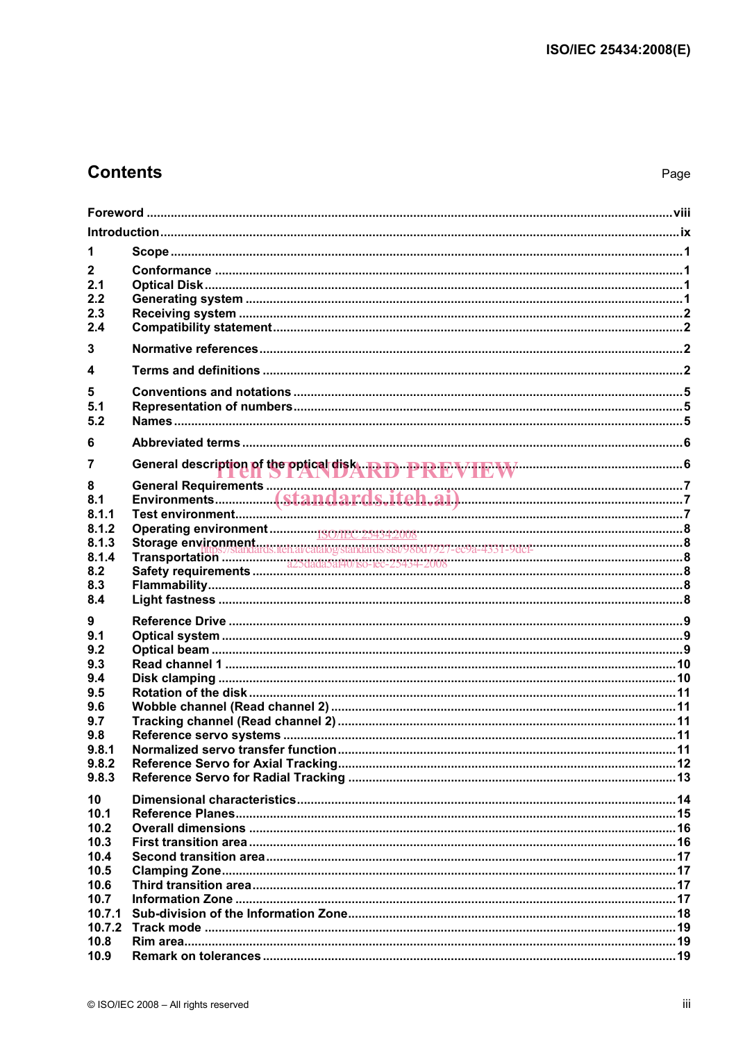# Contents

Page

| | | |
|---|---|---|
| Foreword | | viii |
| Introduction | | ix |
| 1 | Scope | 1 |
| 2 | Conformance | 1 |
| 2.1 | Optical Disk | 1 |
| 2.2 | Generating system | 1 |
| 2.3 | Receiving system | 2 |
| 2.4 | Compatibility statement | 2 |
| 3 | Normative references | 2 |
| 4 | Terms and definitions | 2 |
| 5 | Conventions and notations | 5 |
| 5.1 | Representation of numbers | 5 |
| 5.2 | Names | 5 |
| 6 | Abbreviated terms | 6 |
| 7 | General description of the optical disk | 6 |
| 8 | General Requirements | 7 |
| 8.1 | Environments | 7 |
| 8.1.1 | Test environment | 7 |
| 8.1.2 | Operating environment | 8 |
| 8.1.3 | Storage environment | 8 |
| 8.1.4 | Transportation | 8 |
| 8.2 | Safety requirements | 8 |
| 8.3 | Flammability | 8 |
| 8.4 | Light fastness | 8 |
| 9 | Reference Drive | 9 |
| 9.1 | Optical system | 9 |
| 9.2 | Optical beam | 9 |
| 9.3 | Read channel 1 | 10 |
| 9.4 | Disk clamping | 10 |
| 9.5 | Rotation of the disk | 11 |
| 9.6 | Wobble channel (Read channel 2) | 11 |
| 9.7 | Tracking channel (Read channel 2) | 11 |
| 9.8 | Reference servo systems | 11 |
| 9.8.1 | Normalized servo transfer function | 11 |
| 9.8.2 | Reference Servo for Axial Tracking | 12 |
| 9.8.3 | Reference Servo for Radial Tracking | 13 |
| 10 | Dimensional characteristics | 14 |
| 10.1 | Reference Planes | 15 |
| 10.2 | Overall dimensions | 16 |
| 10.3 | First transition area | 16 |
| 10.4 | Second transition area | 17 |
| 10.5 | Clamping Zone | 17 |
| 10.6 | Third transition area | 17 |
| 10.7 | Information Zone | 17 |
| 10.7.1 | Sub-division of the Information Zone | 18 |
| 10.7.2 | Track mode | 19 |
| 10.8 | Rim area | 19 |
| 10.9 | Remark on tolerances | 19 |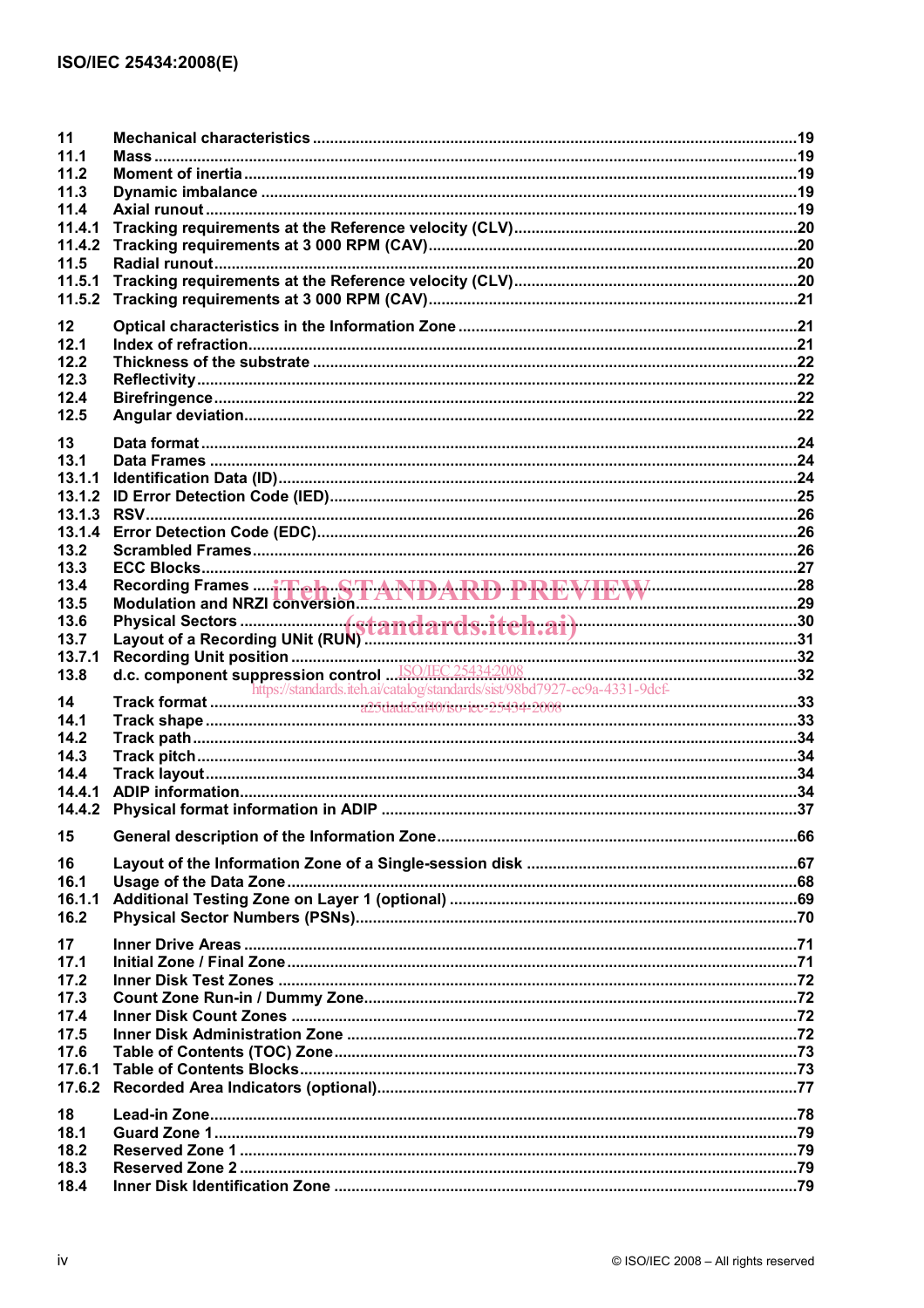11 Mechanical characteristics ....19
11.1 Mass ....19
11.2 Moment of inertia ....19
11.3 Dynamic imbalance ....19
11.4 Axial runout ....19
11.4.1 Tracking requirements at the Reference velocity (CLV) ....20
11.4.2 Tracking requirements at 3 000 RPM (CAV) ....20
11.5 Radial runout ....20
11.5.1 Tracking requirements at the Reference velocity (CLV) ....20
11.5.2 Tracking requirements at 3 000 RPM (CAV) ....21

12 Optical characteristics in the Information Zone ....21
12.1 Index of refraction ....21
12.2 Thickness of the substrate ....22
12.3 Reflectivity ....22
12.4 Birefringence ....22
12.5 Angular deviation ....22

13 Data format ....24
13.1 Data Frames ....24
13.1.1 Identification Data (ID) ....24
13.1.2 ID Error Detection Code (IED) ....25
13.1.3 RSV ....26
13.1.4 Error Detection Code (EDC) ....26
13.2 Scrambled Frames ....26
13.3 ECC Blocks ....27
13.4 Recording Frames ....28
13.5 Modulation and NRZI conversion ....29
13.6 Physical Sectors ....30
13.7 Layout of a Recording UNit (RUN) ....31
13.7.1 Recording Unit position ....32
13.8 d.c. component suppression control ....32

14 Track format ....33
14.1 Track shape ....33
14.2 Track path ....34
14.3 Track pitch ....34
14.4 Track layout ....34
14.4.1 ADIP information ....34
14.4.2 Physical format information in ADIP ....37

15 General description of the Information Zone ....66

16 Layout of the Information Zone of a Single-session disk ....67
16.1 Usage of the Data Zone ....68
16.1.1 Additional Testing Zone on Layer 1 (optional) ....69
16.2 Physical Sector Numbers (PSNs) ....70

17 Inner Drive Areas ....71
17.1 Initial Zone / Final Zone ....71
17.2 Inner Disk Test Zones ....72
17.3 Count Zone Run-in / Dummy Zone ....72
17.4 Inner Disk Count Zones ....72
17.5 Inner Disk Administration Zone ....72
17.6 Table of Contents (TOC) Zone ....73
17.6.1 Table of Contents Blocks ....73
17.6.2 Recorded Area Indicators (optional) ....77

18 Lead-in Zone ....78
18.1 Guard Zone 1 ....79
18.2 Reserved Zone 1 ....79
18.3 Reserved Zone 2 ....79
18.4 Inner Disk Identification Zone ....79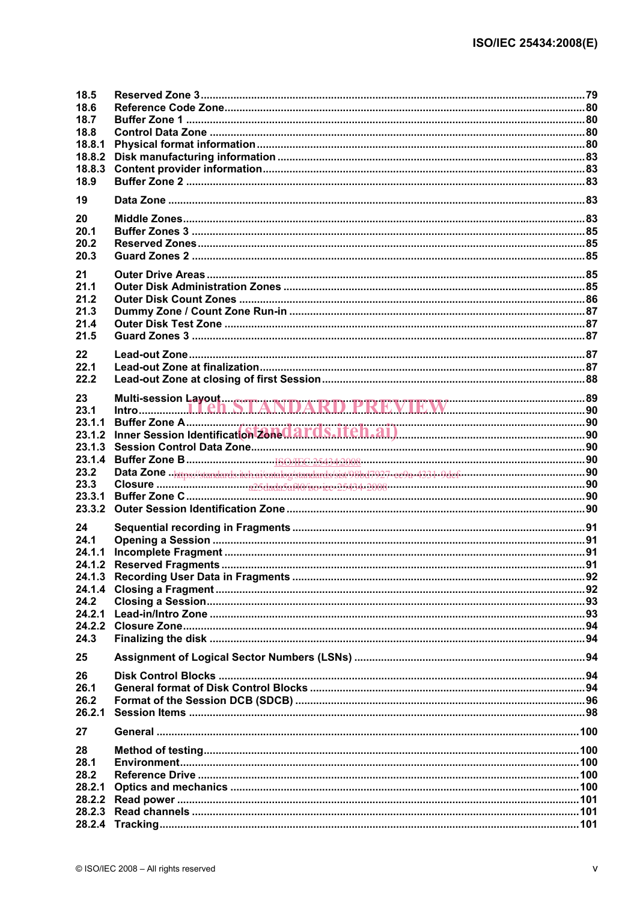| | | |
|---|---|---|
| 18.5 | Reserved Zone 3 | 79 |
| 18.6 | Reference Code Zone | 80 |
| 18.7 | Buffer Zone 1 | 80 |
| 18.8 | Control Data Zone | 80 |
| 18.8.1 | Physical format information | 80 |
| 18.8.2 | Disk manufacturing information | 83 |
| 18.8.3 | Content provider information | 83 |
| 18.9 | Buffer Zone 2 | 83 |
| 19 | Data Zone | 83 |
| 20 | Middle Zones | 83 |
| 20.1 | Buffer Zones 3 | 85 |
| 20.2 | Reserved Zones | 85 |
| 20.3 | Guard Zones 2 | 85 |
| 21 | Outer Drive Areas | 85 |
| 21.1 | Outer Disk Administration Zones | 85 |
| 21.2 | Outer Disk Count Zones | 86 |
| 21.3 | Dummy Zone / Count Zone Run-in | 87 |
| 21.4 | Outer Disk Test Zone | 87 |
| 21.5 | Guard Zones 3 | 87 |
| 22 | Lead-out Zone | 87 |
| 22.1 | Lead-out Zone at finalization | 87 |
| 22.2 | Lead-out Zone at closing of first Session | 88 |
| 23 | Multi-session Layout | 89 |
| 23.1 | Intro | 90 |
| 23.1.1 | Buffer Zone A | 90 |
| 23.1.2 | Inner Session Identification Zone | 90 |
| 23.1.3 | Session Control Data Zone | 90 |
| 23.1.4 | Buffer Zone B | 90 |
| 23.2 | Data Zone | 90 |
| 23.3 | Closure | 90 |
| 23.3.1 | Buffer Zone C | 90 |
| 23.3.2 | Outer Session Identification Zone | 90 |
| 24 | Sequential recording in Fragments | 91 |
| 24.1 | Opening a Session | 91 |
| 24.1.1 | Incomplete Fragment | 91 |
| 24.1.2 | Reserved Fragments | 91 |
| 24.1.3 | Recording User Data in Fragments | 92 |
| 24.1.4 | Closing a Fragment | 92 |
| 24.2 | Closing a Session | 93 |
| 24.2.1 | Lead-in/Intro Zone | 93 |
| 24.2.2 | Closure Zone | 94 |
| 24.3 | Finalizing the disk | 94 |
| 25 | Assignment of Logical Sector Numbers (LSNs) | 94 |
| 26 | Disk Control Blocks | 94 |
| 26.1 | General format of Disk Control Blocks | 94 |
| 26.2 | Format of the Session DCB (SDCB) | 96 |
| 26.2.1 | Session Items | 98 |
| 27 | General | 100 |
| 28 | Method of testing | 100 |
| 28.1 | Environment | 100 |
| 28.2 | Reference Drive | 100 |
| 28.2.1 | Optics and mechanics | 100 |
| 28.2.2 | Read power | 101 |
| 28.2.3 | Read channels | 101 |
| 28.2.4 | Tracking | 101 |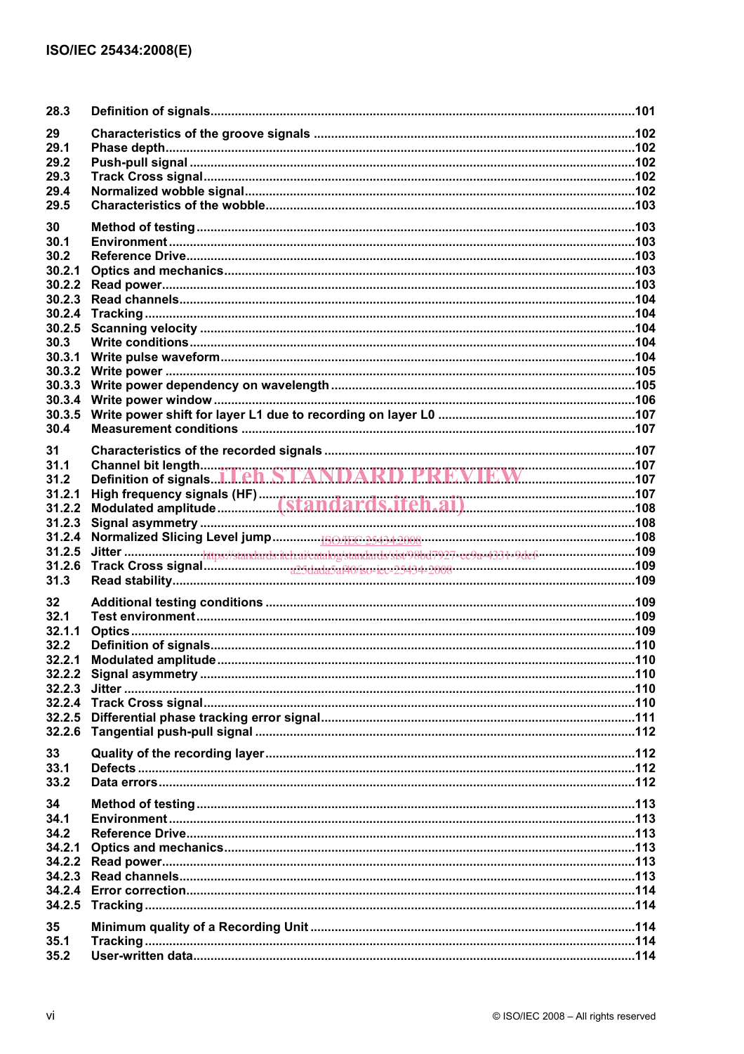28.3 Definition of signals ........................................................................................................................101

29 Characteristics of the groove signals ...........................................................................................102
29.1 Phase depth ....................................................................................................................................102
29.2 Push-pull signal ..............................................................................................................................102
29.3 Track Cross signal ..........................................................................................................................102
29.4 Normalized wobble signal ..............................................................................................................102
29.5 Characteristics of the wobble ........................................................................................................103

30 Method of testing ............................................................................................................................103
30.1 Environment ....................................................................................................................................103
30.2 Reference Drive ..............................................................................................................................103
30.2.1 Optics and mechanics ....................................................................................................................103
30.2.2 Read power .....................................................................................................................................103
30.2.3 Read channels .................................................................................................................................104
30.2.4 Tracking ..........................................................................................................................................104
30.2.5 Scanning velocity ...........................................................................................................................104
30.3 Write conditions .............................................................................................................................104
30.3.1 Write pulse waveform .....................................................................................................................104
30.3.2 Write power .....................................................................................................................................105
30.3.3 Write power dependency on wavelength ......................................................................................105
30.3.4 Write power window .......................................................................................................................106
30.3.5 Write power shift for layer L1 due to recording on layer L0 ........................................................107
30.4 Measurement conditions ................................................................................................................107

31 Characteristics of the recorded signals ........................................................................................107
31.1 Channel bit length ...........................................................................................................................107
31.2 Definition of signals ........................................................................................................................107
31.2.1 High frequency signals (HF) ...........................................................................................................107
31.2.2 Modulated amplitude ......................................................................................................................108
31.2.3 Signal asymmetry ...........................................................................................................................108
31.2.4 Normalized Slicing Level jump .......................................................................................................108
31.2.5 Jitter .................................................................................................................................................109
31.2.6 Track Cross signal ..........................................................................................................................109
31.3 Read stability ..................................................................................................................................109

32 Additional testing conditions .........................................................................................................109
32.1 Test environment ............................................................................................................................109
32.1.1 Optics ...............................................................................................................................................109
32.2 Definition of signals ........................................................................................................................110
32.2.1 Modulated amplitude ......................................................................................................................110
32.2.2 Signal asymmetry ...........................................................................................................................110
32.2.3 Jitter .................................................................................................................................................110
32.2.4 Track Cross signal ..........................................................................................................................110
32.2.5 Differential phase tracking error signal .........................................................................................111
32.2.6 Tangential push-pull signal ............................................................................................................112

33 Quality of the recording layer .........................................................................................................112
33.1 Defects ............................................................................................................................................112
33.2 Data errors .......................................................................................................................................112

34 Method of testing ............................................................................................................................113
34.1 Environment ....................................................................................................................................113
34.2 Reference Drive ..............................................................................................................................113
34.2.1 Optics and mechanics ....................................................................................................................113
34.2.2 Read power .....................................................................................................................................113
34.2.3 Read channels .................................................................................................................................113
34.2.4 Error correction ...............................................................................................................................114
34.2.5 Tracking ..........................................................................................................................................114

35 Minimum quality of a Recording Unit ............................................................................................114
35.1 Tracking ..........................................................................................................................................114
35.2 User-written data .............................................................................................................................114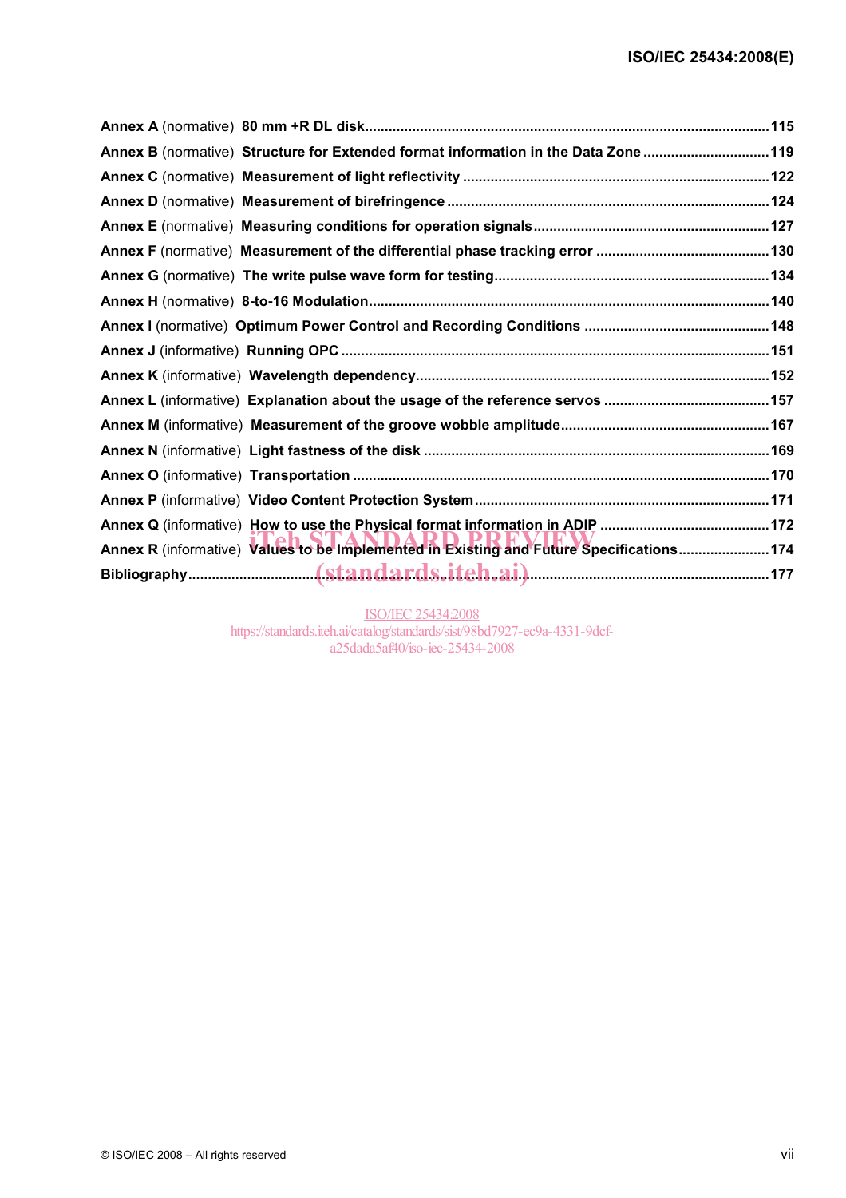**Annex A** (normative) **80 mm +R DL disk** .....115

**Annex B** (normative) **Structure for Extended format information in the Data Zone** .....119

**Annex C** (normative) **Measurement of light reflectivity** .....122

**Annex D** (normative) **Measurement of birefringence** .....124

**Annex E** (normative) **Measuring conditions for operation signals** .....127

**Annex F** (normative) **Measurement of the differential phase tracking error** .....130

**Annex G** (normative) **The write pulse wave form for testing** .....134

**Annex H** (normative) **8-to-16 Modulation** .....140

**Annex I** (normative) **Optimum Power Control and Recording Conditions** .....148

**Annex J** (informative) **Running OPC** .....151

**Annex K** (informative) **Wavelength dependency** .....152

**Annex L** (informative) **Explanation about the usage of the reference servos** .....157

**Annex M** (informative) **Measurement of the groove wobble amplitude** .....167

**Annex N** (informative) **Light fastness of the disk** .....169

**Annex O** (informative) **Transportation** .....170

**Annex P** (informative) **Video Content Protection System** .....171

**Annex Q** (informative) **How to use the Physical format information in ADIP** .....172

**Annex R** (informative) **Values to be Implemented in Existing and Future Specifications** .....174

**Bibliography** .....177

iTeh STANDARD PREVIEW
(standards.iteh.ai)

ISO/IEC 25434:2008
https://standards.iteh.ai/catalog/standards/sist/98bd7927-ec9a-4331-9dcf-a25dada5af40/iso-iec-25434-2008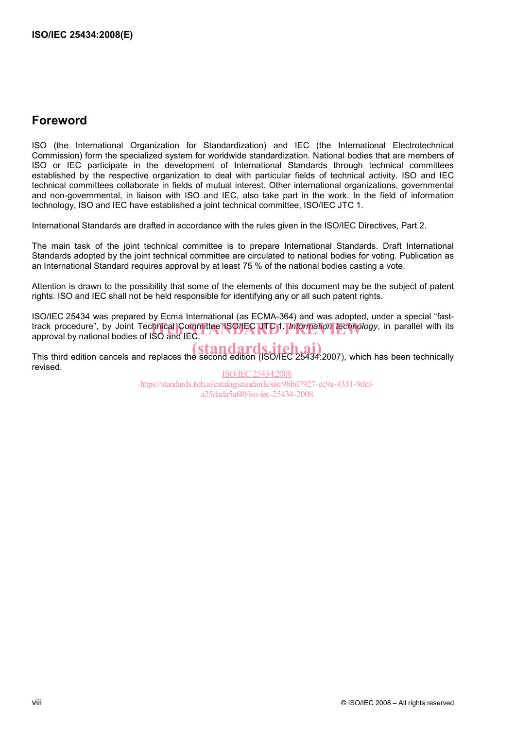## Foreword

ISO (the International Organization for Standardization) and IEC (the International Electrotechnical Commission) form the specialized system for worldwide standardization. National bodies that are members of ISO or IEC participate in the development of International Standards through technical committees established by the respective organization to deal with particular fields of technical activity. ISO and IEC technical committees collaborate in fields of mutual interest. Other international organizations, governmental and non-governmental, in liaison with ISO and IEC, also take part in the work. In the field of information technology, ISO and IEC have established a joint technical committee, ISO/IEC JTC 1.

International Standards are drafted in accordance with the rules given in the ISO/IEC Directives, Part 2.

The main task of the joint technical committee is to prepare International Standards. Draft International Standards adopted by the joint technical committee are circulated to national bodies for voting. Publication as an International Standard requires approval by at least 75 % of the national bodies casting a vote.

Attention is drawn to the possibility that some of the elements of this document may be the subject of patent rights. ISO and IEC shall not be held responsible for identifying any or all such patent rights.

ISO/IEC 25434 was prepared by Ecma International (as ECMA-364) and was adopted, under a special “fast-track procedure”, by Joint Technical Committee ISO/IEC JTC 1, *Information technology*, in parallel with its approval by national bodies of ISO and IEC.

This third edition cancels and replaces the second edition (ISO/IEC 25434:2007), which has been technically revised.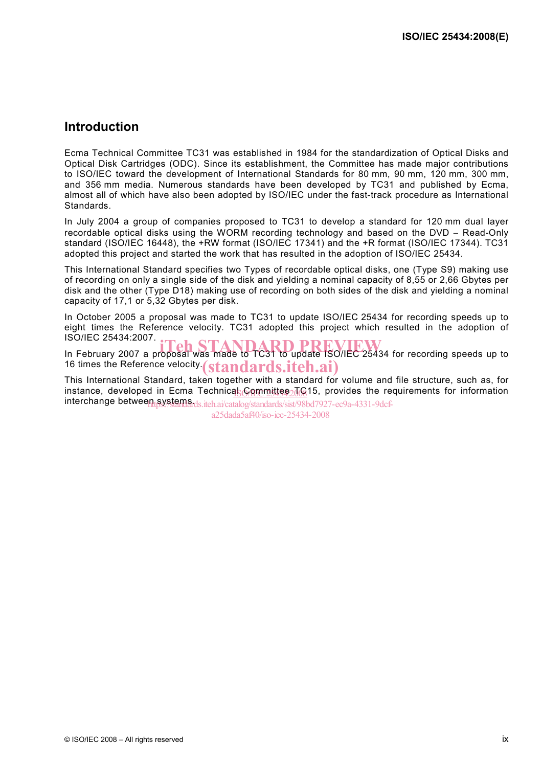## Introduction

Ecma Technical Committee TC31 was established in 1984 for the standardization of Optical Disks and Optical Disk Cartridges (ODC). Since its establishment, the Committee has made major contributions to ISO/IEC toward the development of International Standards for 80 mm, 90 mm, 120 mm, 300 mm, and 356 mm media. Numerous standards have been developed by TC31 and published by Ecma, almost all of which have also been adopted by ISO/IEC under the fast-track procedure as International Standards.

In July 2004 a group of companies proposed to TC31 to develop a standard for 120 mm dual layer recordable optical disks using the WORM recording technology and based on the DVD – Read-Only standard (ISO/IEC 16448), the +RW format (ISO/IEC 17341) and the +R format (ISO/IEC 17344). TC31 adopted this project and started the work that has resulted in the adoption of ISO/IEC 25434.

This International Standard specifies two Types of recordable optical disks, one (Type S9) making use of recording on only a single side of the disk and yielding a nominal capacity of 8,55 or 2,66 Gbytes per disk and the other (Type D18) making use of recording on both sides of the disk and yielding a nominal capacity of 17,1 or 5,32 Gbytes per disk.

In October 2005 a proposal was made to TC31 to update ISO/IEC 25434 for recording speeds up to eight times the Reference velocity. TC31 adopted this project which resulted in the adoption of ISO/IEC 25434:2007.

In February 2007 a proposal was made to TC31 to update ISO/IEC 25434 for recording speeds up to 16 times the Reference velocity.

This International Standard, taken together with a standard for volume and file structure, such as, for instance, developed in Ecma Technical Committee TC15, provides the requirements for information interchange between systems.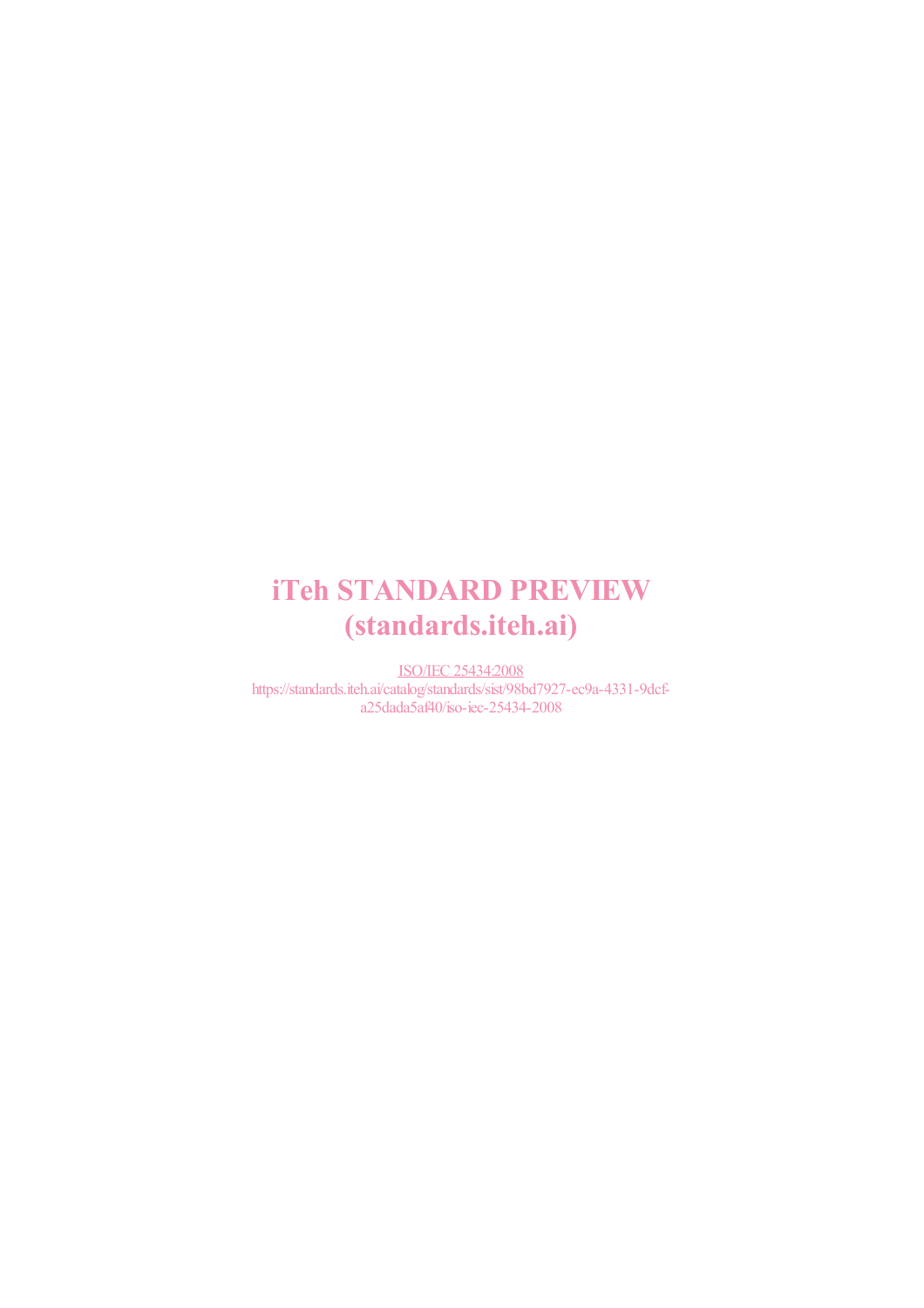# iTeh STANDARD PREVIEW
# (standards.iteh.ai)

ISO/IEC 25434:2008

https://standards.iteh.ai/catalog/standards/sist/98bd7927-ec9a-4331-9dcf-a25dada5af40/iso-iec-25434-2008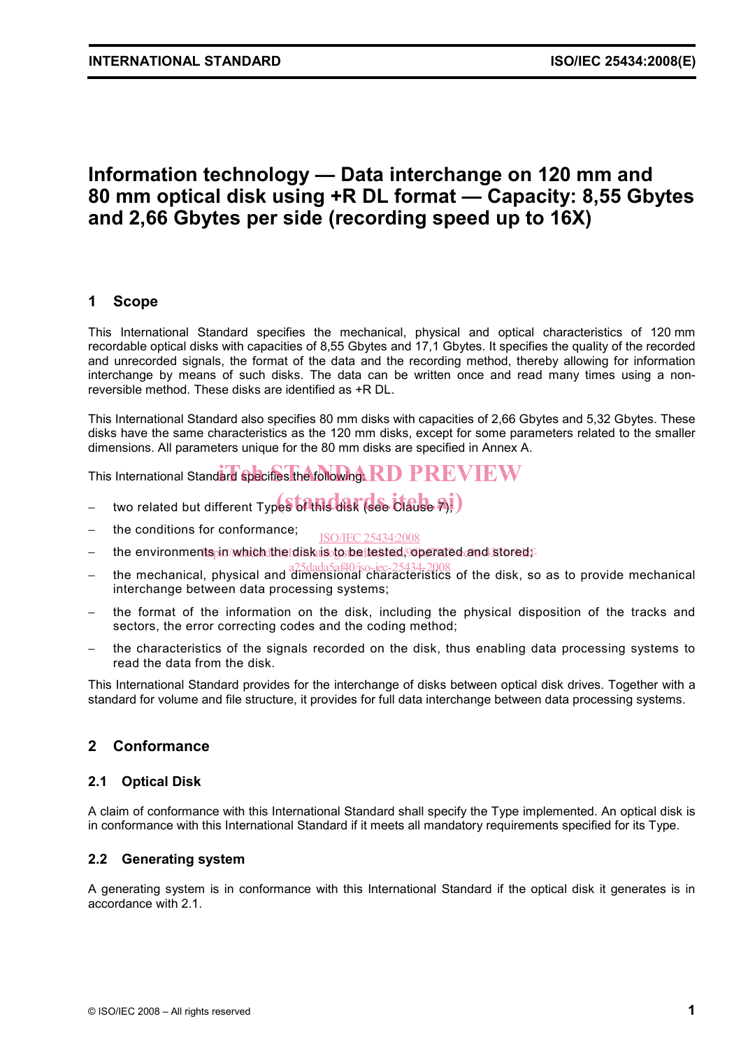# Information technology — Data interchange on 120 mm and 80 mm optical disk using +R DL format — Capacity: 8,55 Gbytes and 2,66 Gbytes per side (recording speed up to 16X)

## 1 Scope

This International Standard specifies the mechanical, physical and optical characteristics of 120 mm recordable optical disks with capacities of 8,55 Gbytes and 17,1 Gbytes. It specifies the quality of the recorded and unrecorded signals, the format of the data and the recording method, thereby allowing for information interchange by means of such disks. The data can be written once and read many times using a non-reversible method. These disks are identified as +R DL.

This International Standard also specifies 80 mm disks with capacities of 2,66 Gbytes and 5,32 Gbytes. These disks have the same characteristics as the 120 mm disks, except for some parameters related to the smaller dimensions. All parameters unique for the 80 mm disks are specified in Annex A.

This International Standard specifies the following:

- two related but different Types of this disk (see Clause 7);
- the conditions for conformance;
- the environments in which the disk is to be tested, operated and stored;
- the mechanical, physical and dimensional characteristics of the disk, so as to provide mechanical interchange between data processing systems;
- the format of the information on the disk, including the physical disposition of the tracks and sectors, the error correcting codes and the coding method;
- the characteristics of the signals recorded on the disk, thus enabling data processing systems to read the data from the disk.

This International Standard provides for the interchange of disks between optical disk drives. Together with a standard for volume and file structure, it provides for full data interchange between data processing systems.

## 2 Conformance

### 2.1 Optical Disk

A claim of conformance with this International Standard shall specify the Type implemented. An optical disk is in conformance with this International Standard if it meets all mandatory requirements specified for its Type.

### 2.2 Generating system

A generating system is in conformance with this International Standard if the optical disk it generates is in accordance with 2.1.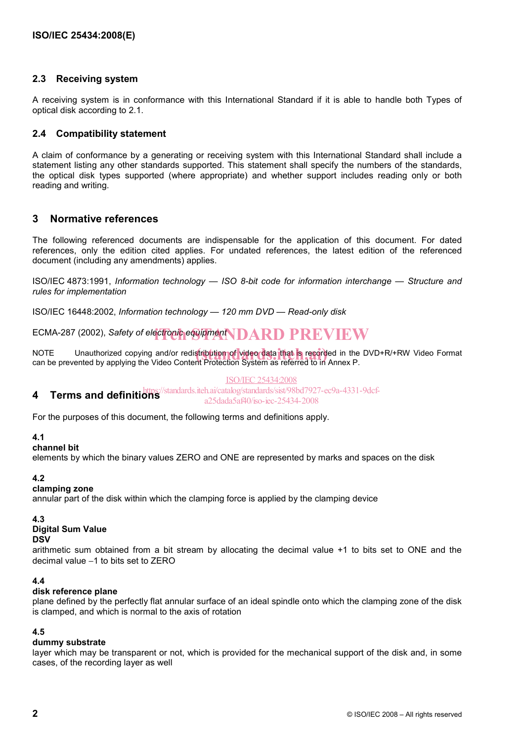### 2.3 Receiving system

A receiving system is in conformance with this International Standard if it is able to handle both Types of optical disk according to 2.1.

### 2.4 Compatibility statement

A claim of conformance by a generating or receiving system with this International Standard shall include a statement listing any other standards supported. This statement shall specify the numbers of the standards, the optical disk types supported (where appropriate) and whether support includes reading only or both reading and writing.

## 3 Normative references

The following referenced documents are indispensable for the application of this document. For dated references, only the edition cited applies. For undated references, the latest edition of the referenced document (including any amendments) applies.

ISO/IEC 4873:1991, *Information technology — ISO 8-bit code for information interchange — Structure and rules for implementation*

ISO/IEC 16448:2002, *Information technology — 120 mm DVD — Read-only disk*

ECMA-287 (2002), *Safety of electronic equipment*

NOTE Unauthorized copying and/or redistribution of video data that is recorded in the DVD+R/+RW Video Format can be prevented by applying the Video Content Protection System as referred to in Annex P.

## 4 Terms and definitions

For the purposes of this document, the following terms and definitions apply.

**4.1**
**channel bit**
elements by which the binary values ZERO and ONE are represented by marks and spaces on the disk

**4.2**
**clamping zone**
annular part of the disk within which the clamping force is applied by the clamping device

**4.3**
**Digital Sum Value**
**DSV**
arithmetic sum obtained from a bit stream by allocating the decimal value +1 to bits set to ONE and the decimal value −1 to bits set to ZERO

**4.4**
**disk reference plane**
plane defined by the perfectly flat annular surface of an ideal spindle onto which the clamping zone of the disk is clamped, and which is normal to the axis of rotation

**4.5**
**dummy substrate**
layer which may be transparent or not, which is provided for the mechanical support of the disk and, in some cases, of the recording layer as well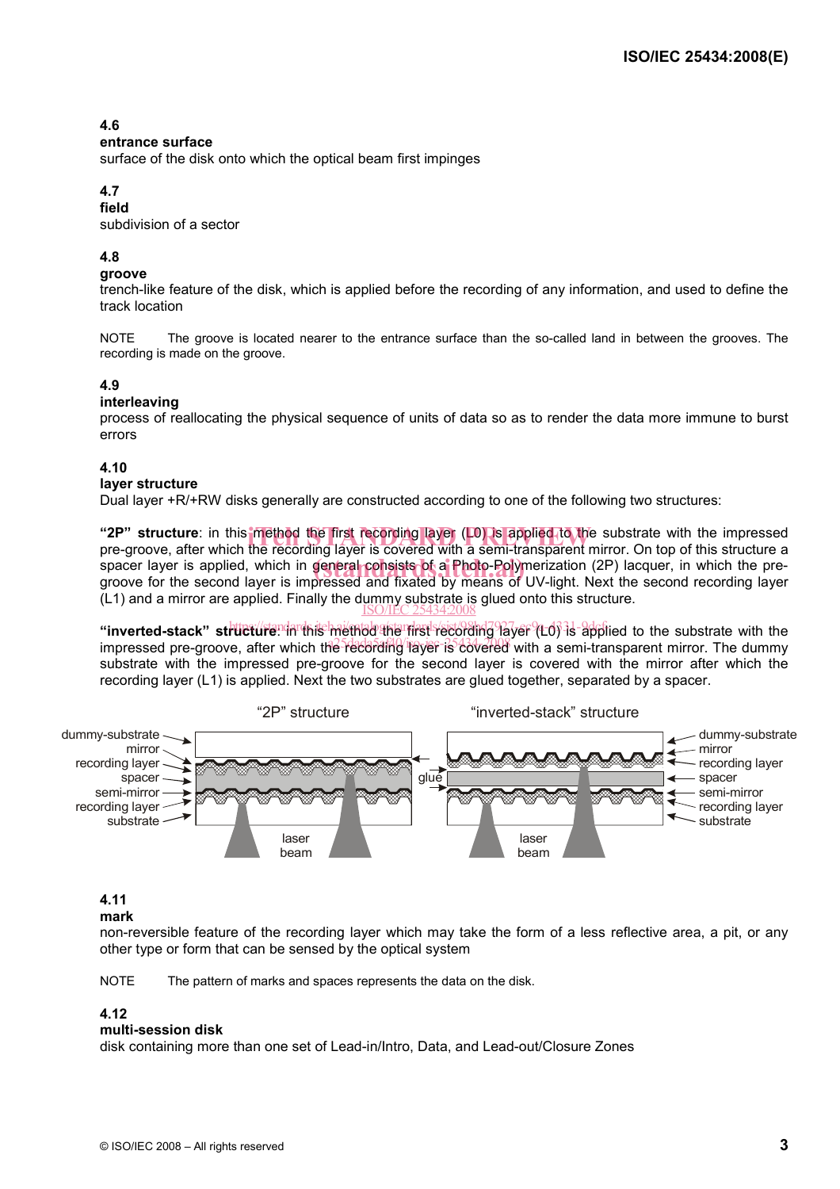**4.6**
**entrance surface**
surface of the disk onto which the optical beam first impinges

**4.7**
**field**
subdivision of a sector

**4.8**
**groove**
trench-like feature of the disk, which is applied before the recording of any information, and used to define the track location

NOTE The groove is located nearer to the entrance surface than the so-called land in between the grooves. The recording is made on the groove.

**4.9**
**interleaving**
process of reallocating the physical sequence of units of data so as to render the data more immune to burst errors

**4.10**
**layer structure**
Dual layer +R/+RW disks generally are constructed according to one of the following two structures:

**"2P" structure**: in this method the first recording layer (L0) is applied to the substrate with the impressed pre-groove, after which the recording layer is covered with a semi-transparent mirror. On top of this structure a spacer layer is applied, which in general consists of a Photo-Polymerization (2P) lacquer, in which the pre-groove for the second layer is impressed and fixated by means of UV-light. Next the second recording layer (L1) and a mirror are applied. Finally the dummy substrate is glued onto this structure.

**"inverted-stack" structure**: in this method the first recording layer (L0) is applied to the substrate with the impressed pre-groove, after which the recording layer is covered with a semi-transparent mirror. The dummy substrate with the impressed pre-groove for the second layer is covered with the mirror after which the recording layer (L1) is applied. Next the two substrates are glued together, separated by a spacer.

"2P" structure — "inverted-stack" structure

dummy-substrate, mirror, recording layer, spacer, semi-mirror, recording layer, substrate, glue, laser beam

**4.11**
**mark**
non-reversible feature of the recording layer which may take the form of a less reflective area, a pit, or any other type or form that can be sensed by the optical system

NOTE The pattern of marks and spaces represents the data on the disk.

**4.12**
**multi-session disk**
disk containing more than one set of Lead-in/Intro, Data, and Lead-out/Closure Zones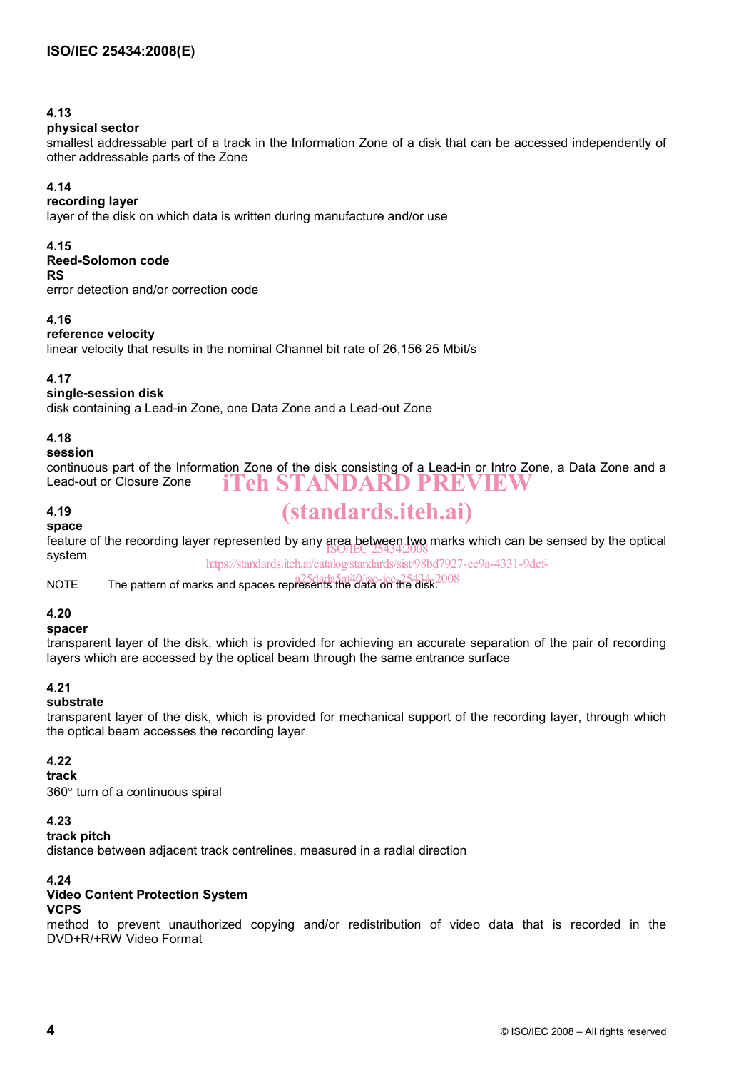**4.13**
**physical sector**
smallest addressable part of a track in the Information Zone of a disk that can be accessed independently of other addressable parts of the Zone

**4.14**
**recording layer**
layer of the disk on which data is written during manufacture and/or use

**4.15**
**Reed-Solomon code**
**RS**
error detection and/or correction code

**4.16**
**reference velocity**
linear velocity that results in the nominal Channel bit rate of 26,156 25 Mbit/s

**4.17**
**single-session disk**
disk containing a Lead-in Zone, one Data Zone and a Lead-out Zone

**4.18**
**session**
continuous part of the Information Zone of the disk consisting of a Lead-in or Intro Zone, a Data Zone and a Lead-out or Closure Zone

**4.19**
**space**
feature of the recording layer represented by any area between two marks which can be sensed by the optical system

NOTE The pattern of marks and spaces represents the data on the disk.

**4.20**
**spacer**
transparent layer of the disk, which is provided for achieving an accurate separation of the pair of recording layers which are accessed by the optical beam through the same entrance surface

**4.21**
**substrate**
transparent layer of the disk, which is provided for mechanical support of the recording layer, through which the optical beam accesses the recording layer

**4.22**
**track**
360° turn of a continuous spiral

**4.23**
**track pitch**
distance between adjacent track centrelines, measured in a radial direction

**4.24**
**Video Content Protection System**
**VCPS**
method to prevent unauthorized copying and/or redistribution of video data that is recorded in the DVD+R/+RW Video Format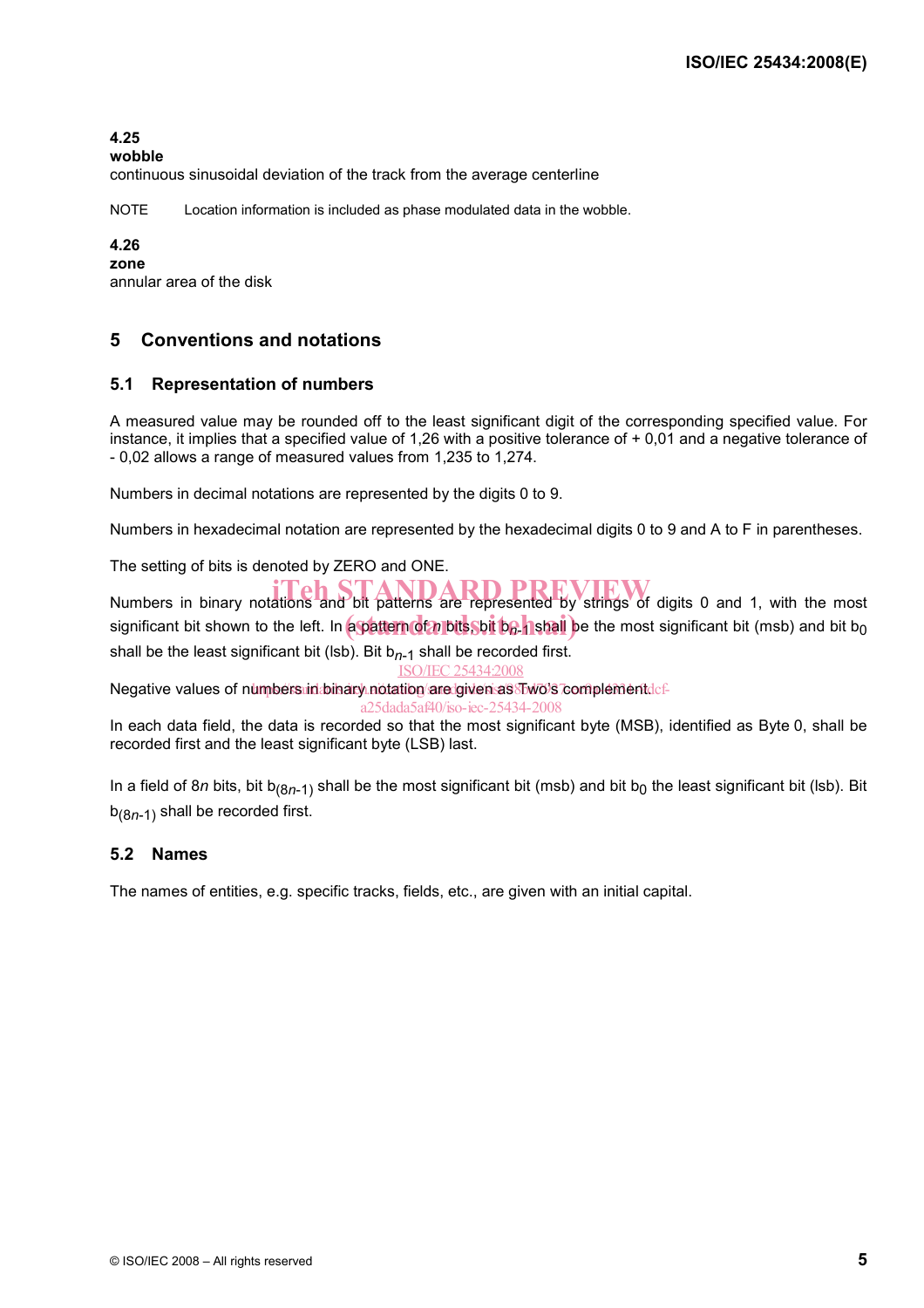**4.25**
**wobble**
continuous sinusoidal deviation of the track from the average centerline

NOTE Location information is included as phase modulated data in the wobble.

**4.26**
**zone**
annular area of the disk

## 5 Conventions and notations

### 5.1 Representation of numbers

A measured value may be rounded off to the least significant digit of the corresponding specified value. For instance, it implies that a specified value of 1,26 with a positive tolerance of + 0,01 and a negative tolerance of - 0,02 allows a range of measured values from 1,235 to 1,274.

Numbers in decimal notations are represented by the digits 0 to 9.

Numbers in hexadecimal notation are represented by the hexadecimal digits 0 to 9 and A to F in parentheses.

The setting of bits is denoted by ZERO and ONE.

Numbers in binary notations and bit patterns are represented by strings of digits 0 and 1, with the most significant bit shown to the left. In a pattern of $n$ bits, bit $b_{n-1}$ shall be the most significant bit (msb) and bit $b_0$ shall be the least significant bit (lsb). Bit $b_{n-1}$ shall be recorded first.

Negative values of numbers in binary notation are given as Two's complement.

In each data field, the data is recorded so that the most significant byte (MSB), identified as Byte 0, shall be recorded first and the least significant byte (LSB) last.

In a field of $8n$ bits, bit $b_{(8n-1)}$ shall be the most significant bit (msb) and bit $b_0$ the least significant bit (lsb). Bit $b_{(8n-1)}$ shall be recorded first.

### 5.2 Names

The names of entities, e.g. specific tracks, fields, etc., are given with an initial capital.